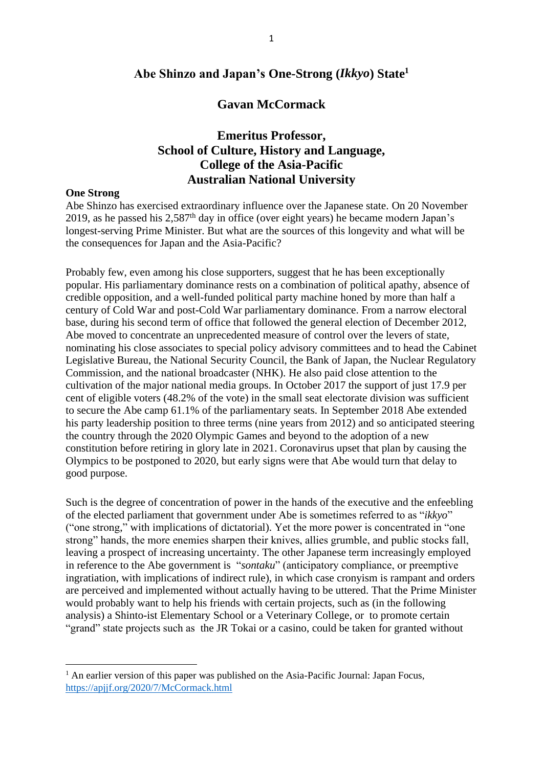# Abe Shinzo and Japan's One-Strong (*Ikkyo*) State[1]

**Gavan McCormack**

**Emeritus Professor,**
**School of Culture, History and Language,**
**College of the Asia-Pacific**
**Australian National University**

## One Strong

Abe Shinzo has exercised extraordinary influence over the Japanese state. On 20 November 2019, as he passed his 2,587th day in office (over eight years) he became modern Japan's longest-serving Prime Minister. But what are the sources of this longevity and what will be the consequences for Japan and the Asia-Pacific?

Probably few, even among his close supporters, suggest that he has been exceptionally popular. His parliamentary dominance rests on a combination of political apathy, absence of credible opposition, and a well-funded political party machine honed by more than half a century of Cold War and post-Cold War parliamentary dominance. From a narrow electoral base, during his second term of office that followed the general election of December 2012, Abe moved to concentrate an unprecedented measure of control over the levers of state, nominating his close associates to special policy advisory committees and to head the Cabinet Legislative Bureau, the National Security Council, the Bank of Japan, the Nuclear Regulatory Commission, and the national broadcaster (NHK). He also paid close attention to the cultivation of the major national media groups. In October 2017 the support of just 17.9 per cent of eligible voters (48.2% of the vote) in the small seat electorate division was sufficient to secure the Abe camp 61.1% of the parliamentary seats. In September 2018 Abe extended his party leadership position to three terms (nine years from 2012) and so anticipated steering the country through the 2020 Olympic Games and beyond to the adoption of a new constitution before retiring in glory late in 2021. Coronavirus upset that plan by causing the Olympics to be postponed to 2020, but early signs were that Abe would turn that delay to good purpose.

Such is the degree of concentration of power in the hands of the executive and the enfeebling of the elected parliament that government under Abe is sometimes referred to as "*ikkyo*" ("one strong," with implications of dictatorial). Yet the more power is concentrated in "one strong" hands, the more enemies sharpen their knives, allies grumble, and public stocks fall, leaving a prospect of increasing uncertainty. The other Japanese term increasingly employed in reference to the Abe government is "*sontaku*" (anticipatory compliance, or preemptive ingratiation, with implications of indirect rule), in which case cronyism is rampant and orders are perceived and implemented without actually having to be uttered. That the Prime Minister would probably want to help his friends with certain projects, such as (in the following analysis) a Shinto-ist Elementary School or a Veterinary College, or to promote certain "grand" state projects such as the JR Tokai or a casino, could be taken for granted without

---

[1] An earlier version of this paper was published on the Asia-Pacific Journal: Japan Focus, https://apjjf.org/2020/7/McCormack.html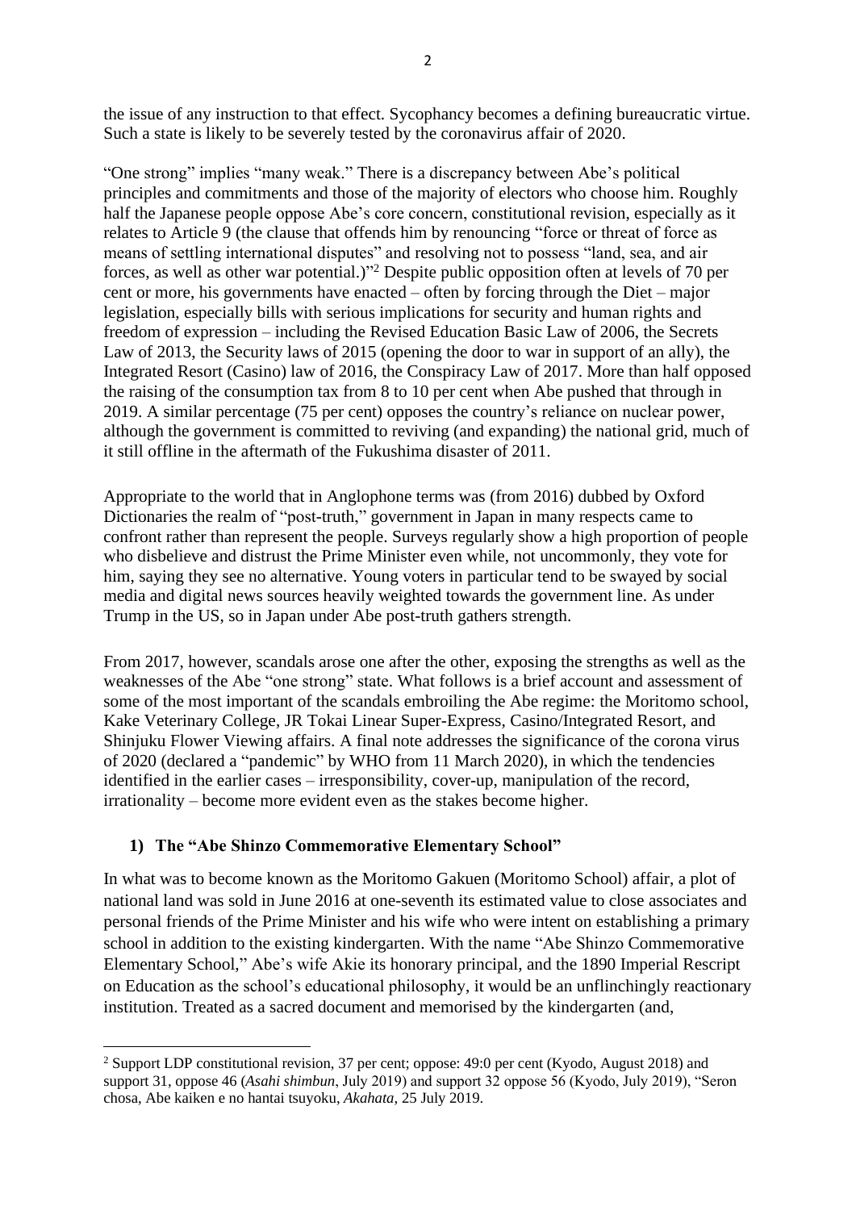the issue of any instruction to that effect. Sycophancy becomes a defining bureaucratic virtue. Such a state is likely to be severely tested by the coronavirus affair of 2020.

"One strong" implies "many weak." There is a discrepancy between Abe's political principles and commitments and those of the majority of electors who choose him. Roughly half the Japanese people oppose Abe's core concern, constitutional revision, especially as it relates to Article 9 (the clause that offends him by renouncing "force or threat of force as means of settling international disputes" and resolving not to possess "land, sea, and air forces, as well as other war potential.)"[2] Despite public opposition often at levels of 70 per cent or more, his governments have enacted – often by forcing through the Diet – major legislation, especially bills with serious implications for security and human rights and freedom of expression – including the Revised Education Basic Law of 2006, the Secrets Law of 2013, the Security laws of 2015 (opening the door to war in support of an ally), the Integrated Resort (Casino) law of 2016, the Conspiracy Law of 2017. More than half opposed the raising of the consumption tax from 8 to 10 per cent when Abe pushed that through in 2019. A similar percentage (75 per cent) opposes the country's reliance on nuclear power, although the government is committed to reviving (and expanding) the national grid, much of it still offline in the aftermath of the Fukushima disaster of 2011.

Appropriate to the world that in Anglophone terms was (from 2016) dubbed by Oxford Dictionaries the realm of "post-truth," government in Japan in many respects came to confront rather than represent the people. Surveys regularly show a high proportion of people who disbelieve and distrust the Prime Minister even while, not uncommonly, they vote for him, saying they see no alternative. Young voters in particular tend to be swayed by social media and digital news sources heavily weighted towards the government line. As under Trump in the US, so in Japan under Abe post-truth gathers strength.

From 2017, however, scandals arose one after the other, exposing the strengths as well as the weaknesses of the Abe "one strong" state. What follows is a brief account and assessment of some of the most important of the scandals embroiling the Abe regime: the Moritomo school, Kake Veterinary College, JR Tokai Linear Super-Express, Casino/Integrated Resort, and Shinjuku Flower Viewing affairs. A final note addresses the significance of the corona virus of 2020 (declared a "pandemic" by WHO from 11 March 2020), in which the tendencies identified in the earlier cases – irresponsibility, cover-up, manipulation of the record, irrationality – become more evident even as the stakes become higher.

## 1) The "Abe Shinzo Commemorative Elementary School"

In what was to become known as the Moritomo Gakuen (Moritomo School) affair, a plot of national land was sold in June 2016 at one-seventh its estimated value to close associates and personal friends of the Prime Minister and his wife who were intent on establishing a primary school in addition to the existing kindergarten. With the name "Abe Shinzo Commemorative Elementary School," Abe's wife Akie its honorary principal, and the 1890 Imperial Rescript on Education as the school's educational philosophy, it would be an unflinchingly reactionary institution. Treated as a sacred document and memorised by the kindergarten (and,

---

[2] Support LDP constitutional revision, 37 per cent; oppose: 49:0 per cent (Kyodo, August 2018) and support 31, oppose 46 (*Asahi shimbun*, July 2019) and support 32 oppose 56 (Kyodo, July 2019), "Seron chosa, Abe kaiken e no hantai tsuyoku, *Akahata*, 25 July 2019.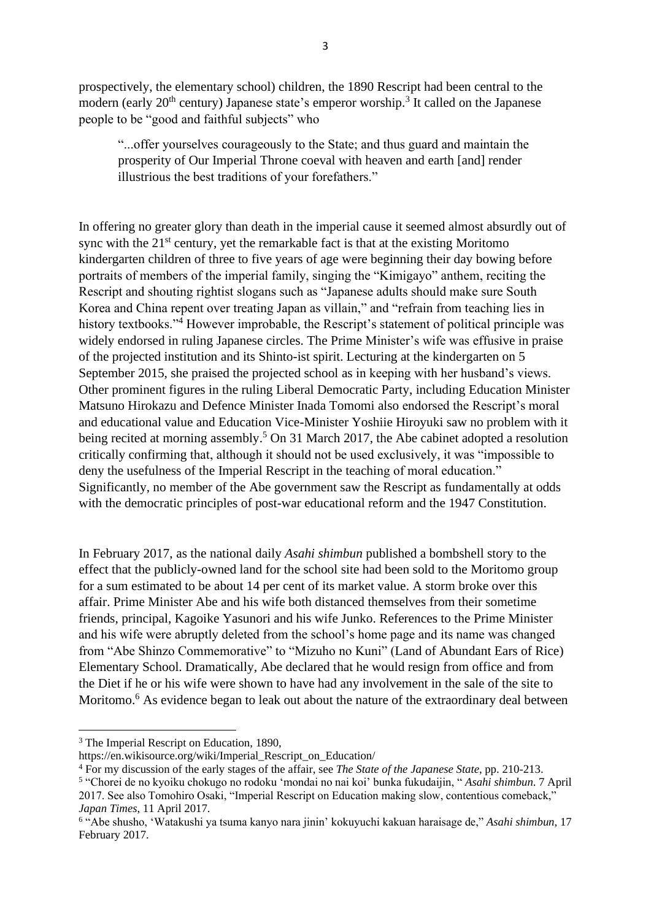prospectively, the elementary school) children, the 1890 Rescript had been central to the modern (early 20th century) Japanese state's emperor worship.[3] It called on the Japanese people to be "good and faithful subjects" who

> "...offer yourselves courageously to the State; and thus guard and maintain the prosperity of Our Imperial Throne coeval with heaven and earth [and] render illustrious the best traditions of your forefathers."

In offering no greater glory than death in the imperial cause it seemed almost absurdly out of sync with the 21st century, yet the remarkable fact is that at the existing Moritomo kindergarten children of three to five years of age were beginning their day bowing before portraits of members of the imperial family, singing the "Kimigayo" anthem, reciting the Rescript and shouting rightist slogans such as "Japanese adults should make sure South Korea and China repent over treating Japan as villain," and "refrain from teaching lies in history textbooks."[4] However improbable, the Rescript's statement of political principle was widely endorsed in ruling Japanese circles. The Prime Minister's wife was effusive in praise of the projected institution and its Shinto-ist spirit. Lecturing at the kindergarten on 5 September 2015, she praised the projected school as in keeping with her husband's views. Other prominent figures in the ruling Liberal Democratic Party, including Education Minister Matsuno Hirokazu and Defence Minister Inada Tomomi also endorsed the Rescript's moral and educational value and Education Vice-Minister Yoshiie Hiroyuki saw no problem with it being recited at morning assembly.[5] On 31 March 2017, the Abe cabinet adopted a resolution critically confirming that, although it should not be used exclusively, it was "impossible to deny the usefulness of the Imperial Rescript in the teaching of moral education." Significantly, no member of the Abe government saw the Rescript as fundamentally at odds with the democratic principles of post-war educational reform and the 1947 Constitution.

In February 2017, as the national daily *Asahi shimbun* published a bombshell story to the effect that the publicly-owned land for the school site had been sold to the Moritomo group for a sum estimated to be about 14 per cent of its market value. A storm broke over this affair. Prime Minister Abe and his wife both distanced themselves from their sometime friends, principal, Kagoike Yasunori and his wife Junko. References to the Prime Minister and his wife were abruptly deleted from the school's home page and its name was changed from "Abe Shinzo Commemorative" to "Mizuho no Kuni" (Land of Abundant Ears of Rice) Elementary School. Dramatically, Abe declared that he would resign from office and from the Diet if he or his wife were shown to have had any involvement in the sale of the site to Moritomo.[6] As evidence began to leak out about the nature of the extraordinary deal between

---

[3] The Imperial Rescript on Education, 1890, https://en.wikisource.org/wiki/Imperial_Rescript_on_Education/

[4] For my discussion of the early stages of the affair, see *The State of the Japanese State*, pp. 210-213.

[5] "Chorei de no kyoiku chokugo no rodoku 'mondai no nai koi' bunka fukudaijin, " *Asahi shimbun*. 7 April 2017. See also Tomohiro Osaki, "Imperial Rescript on Education making slow, contentious comeback," *Japan Times*, 11 April 2017.

[6] "Abe shusho, 'Watakushi ya tsuma kanyo nara jinin' kokuyuchi kakuan haraisage de," *Asahi shimbun*, 17 February 2017.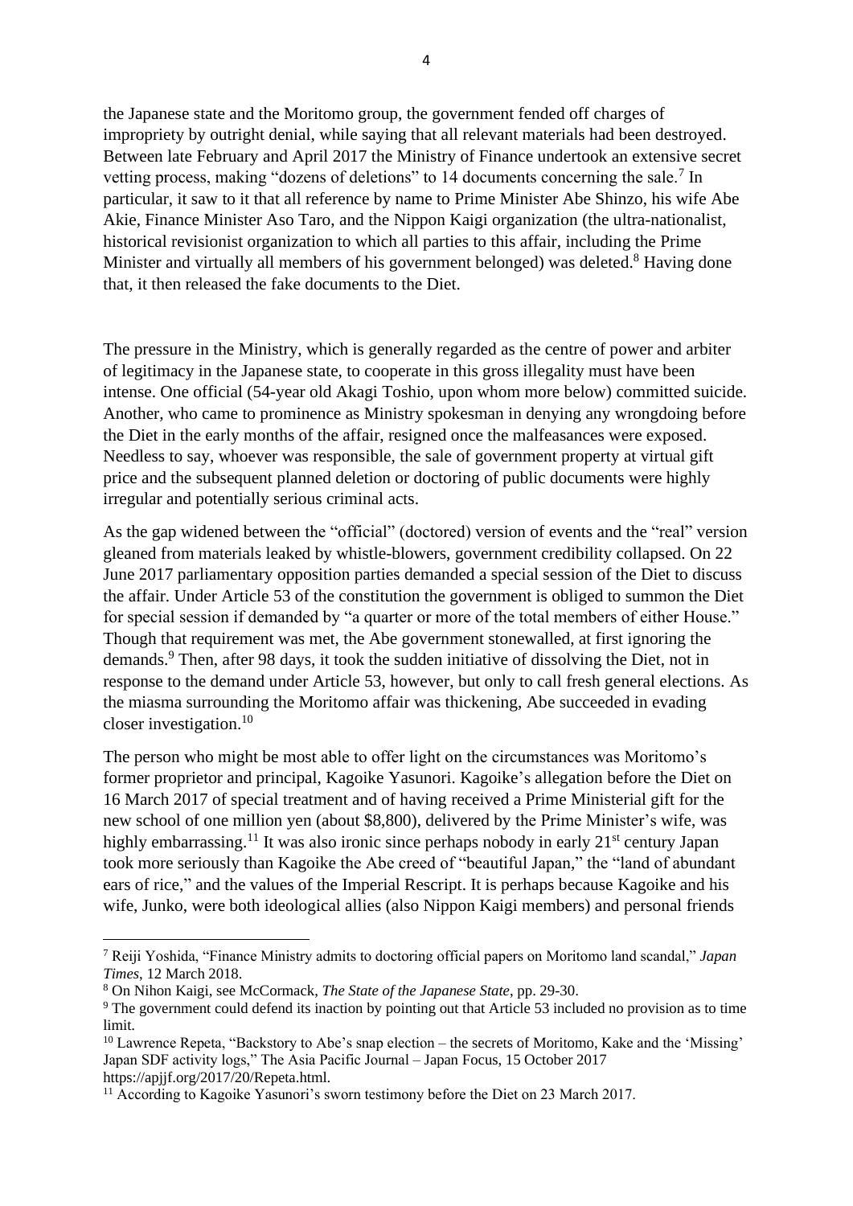the Japanese state and the Moritomo group, the government fended off charges of impropriety by outright denial, while saying that all relevant materials had been destroyed. Between late February and April 2017 the Ministry of Finance undertook an extensive secret vetting process, making "dozens of deletions" to 14 documents concerning the sale.[7] In particular, it saw to it that all reference by name to Prime Minister Abe Shinzo, his wife Abe Akie, Finance Minister Aso Taro, and the Nippon Kaigi organization (the ultra-nationalist, historical revisionist organization to which all parties to this affair, including the Prime Minister and virtually all members of his government belonged) was deleted.[8] Having done that, it then released the fake documents to the Diet.

The pressure in the Ministry, which is generally regarded as the centre of power and arbiter of legitimacy in the Japanese state, to cooperate in this gross illegality must have been intense. One official (54-year old Akagi Toshio, upon whom more below) committed suicide. Another, who came to prominence as Ministry spokesman in denying any wrongdoing before the Diet in the early months of the affair, resigned once the malfeasances were exposed. Needless to say, whoever was responsible, the sale of government property at virtual gift price and the subsequent planned deletion or doctoring of public documents were highly irregular and potentially serious criminal acts.

As the gap widened between the "official" (doctored) version of events and the "real" version gleaned from materials leaked by whistle-blowers, government credibility collapsed. On 22 June 2017 parliamentary opposition parties demanded a special session of the Diet to discuss the affair. Under Article 53 of the constitution the government is obliged to summon the Diet for special session if demanded by "a quarter or more of the total members of either House." Though that requirement was met, the Abe government stonewalled, at first ignoring the demands.[9] Then, after 98 days, it took the sudden initiative of dissolving the Diet, not in response to the demand under Article 53, however, but only to call fresh general elections. As the miasma surrounding the Moritomo affair was thickening, Abe succeeded in evading closer investigation.[10]

The person who might be most able to offer light on the circumstances was Moritomo's former proprietor and principal, Kagoike Yasunori. Kagoike's allegation before the Diet on 16 March 2017 of special treatment and of having received a Prime Ministerial gift for the new school of one million yen (about $8,800), delivered by the Prime Minister's wife, was highly embarrassing.[11] It was also ironic since perhaps nobody in early 21st century Japan took more seriously than Kagoike the Abe creed of "beautiful Japan," the "land of abundant ears of rice," and the values of the Imperial Rescript. It is perhaps because Kagoike and his wife, Junko, were both ideological allies (also Nippon Kaigi members) and personal friends

---

[7] Reiji Yoshida, "Finance Ministry admits to doctoring official papers on Moritomo land scandal," *Japan Times*, 12 March 2018.

[8] On Nihon Kaigi, see McCormack, *The State of the Japanese State*, pp. 29-30.

[9] The government could defend its inaction by pointing out that Article 53 included no provision as to time limit.

[10] Lawrence Repeta, "Backstory to Abe's snap election – the secrets of Moritomo, Kake and the 'Missing' Japan SDF activity logs," The Asia Pacific Journal – Japan Focus, 15 October 2017 https://apjjf.org/2017/20/Repeta.html.

[11] According to Kagoike Yasunori's sworn testimony before the Diet on 23 March 2017.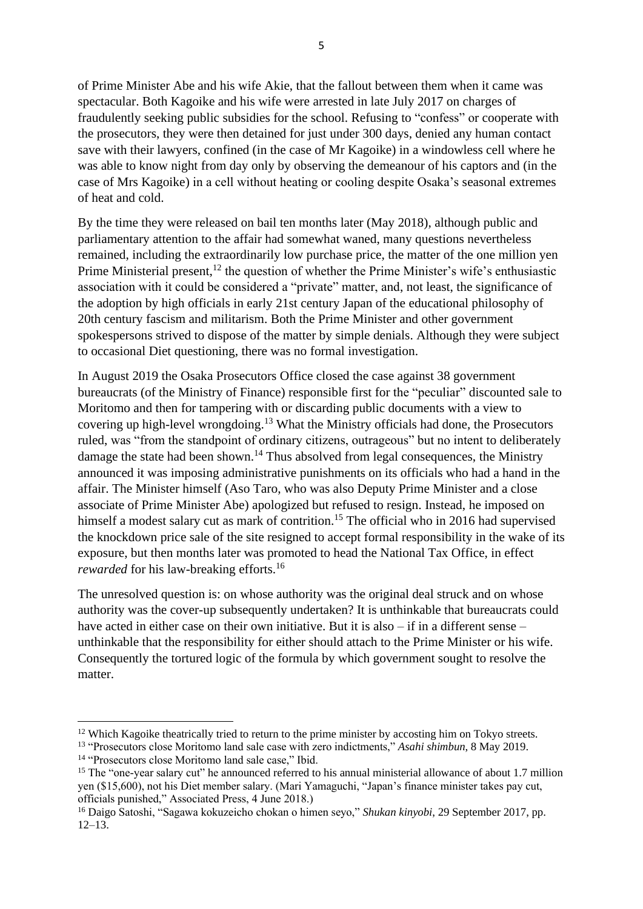of Prime Minister Abe and his wife Akie, that the fallout between them when it came was spectacular. Both Kagoike and his wife were arrested in late July 2017 on charges of fraudulently seeking public subsidies for the school. Refusing to "confess" or cooperate with the prosecutors, they were then detained for just under 300 days, denied any human contact save with their lawyers, confined (in the case of Mr Kagoike) in a windowless cell where he was able to know night from day only by observing the demeanour of his captors and (in the case of Mrs Kagoike) in a cell without heating or cooling despite Osaka's seasonal extremes of heat and cold.

By the time they were released on bail ten months later (May 2018), although public and parliamentary attention to the affair had somewhat waned, many questions nevertheless remained, including the extraordinarily low purchase price, the matter of the one million yen Prime Ministerial present,[12] the question of whether the Prime Minister's wife's enthusiastic association with it could be considered a "private" matter, and, not least, the significance of the adoption by high officials in early 21st century Japan of the educational philosophy of 20th century fascism and militarism. Both the Prime Minister and other government spokespersons strived to dispose of the matter by simple denials. Although they were subject to occasional Diet questioning, there was no formal investigation.

In August 2019 the Osaka Prosecutors Office closed the case against 38 government bureaucrats (of the Ministry of Finance) responsible first for the "peculiar" discounted sale to Moritomo and then for tampering with or discarding public documents with a view to covering up high-level wrongdoing.[13] What the Ministry officials had done, the Prosecutors ruled, was "from the standpoint of ordinary citizens, outrageous" but no intent to deliberately damage the state had been shown.[14] Thus absolved from legal consequences, the Ministry announced it was imposing administrative punishments on its officials who had a hand in the affair. The Minister himself (Aso Taro, who was also Deputy Prime Minister and a close associate of Prime Minister Abe) apologized but refused to resign. Instead, he imposed on himself a modest salary cut as mark of contrition.[15] The official who in 2016 had supervised the knockdown price sale of the site resigned to accept formal responsibility in the wake of its exposure, but then months later was promoted to head the National Tax Office, in effect *rewarded* for his law-breaking efforts.[16]

The unresolved question is: on whose authority was the original deal struck and on whose authority was the cover-up subsequently undertaken? It is unthinkable that bureaucrats could have acted in either case on their own initiative. But it is also – if in a different sense – unthinkable that the responsibility for either should attach to the Prime Minister or his wife. Consequently the tortured logic of the formula by which government sought to resolve the matter.

---

[12] Which Kagoike theatrically tried to return to the prime minister by accosting him on Tokyo streets.

[13] "Prosecutors close Moritomo land sale case with zero indictments," *Asahi shimbun*, 8 May 2019.

[14] "Prosecutors close Moritomo land sale case," Ibid.

[15] The "one-year salary cut" he announced referred to his annual ministerial allowance of about 1.7 million yen ($15,600), not his Diet member salary. (Mari Yamaguchi, "Japan's finance minister takes pay cut, officials punished," Associated Press, 4 June 2018.)

[16] Daigo Satoshi, "Sagawa kokuzeicho chokan o himen seyo," *Shukan kinyobi*, 29 September 2017, pp. 12–13.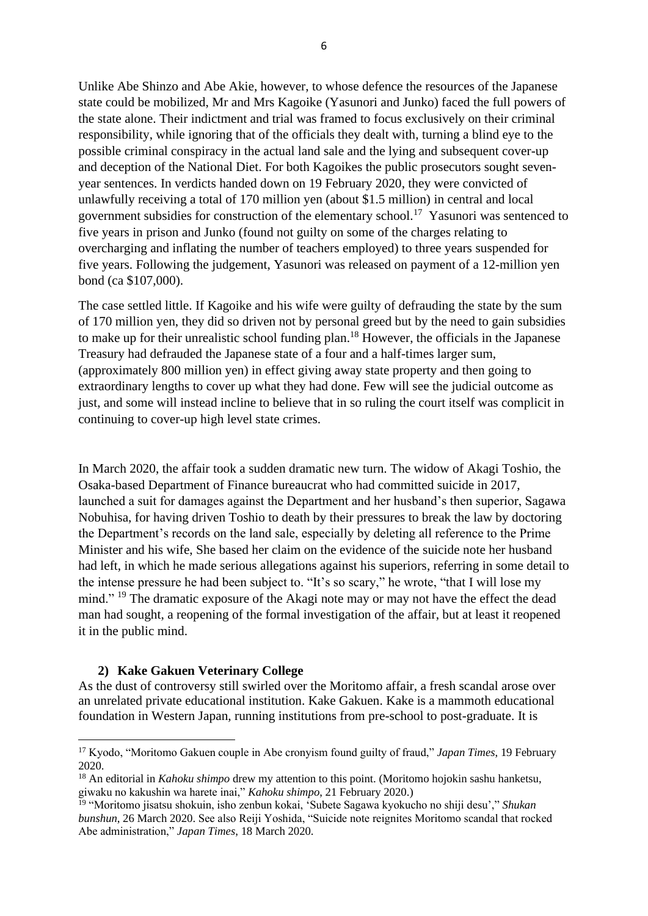Unlike Abe Shinzo and Abe Akie, however, to whose defence the resources of the Japanese state could be mobilized, Mr and Mrs Kagoike (Yasunori and Junko) faced the full powers of the state alone. Their indictment and trial was framed to focus exclusively on their criminal responsibility, while ignoring that of the officials they dealt with, turning a blind eye to the possible criminal conspiracy in the actual land sale and the lying and subsequent cover-up and deception of the National Diet. For both Kagoikes the public prosecutors sought seven-year sentences. In verdicts handed down on 19 February 2020, they were convicted of unlawfully receiving a total of 170 million yen (about $1.5 million) in central and local government subsidies for construction of the elementary school.[17] Yasunori was sentenced to five years in prison and Junko (found not guilty on some of the charges relating to overcharging and inflating the number of teachers employed) to three years suspended for five years. Following the judgement, Yasunori was released on payment of a 12-million yen bond (ca $107,000).

The case settled little. If Kagoike and his wife were guilty of defrauding the state by the sum of 170 million yen, they did so driven not by personal greed but by the need to gain subsidies to make up for their unrealistic school funding plan.[18] However, the officials in the Japanese Treasury had defrauded the Japanese state of a four and a half-times larger sum, (approximately 800 million yen) in effect giving away state property and then going to extraordinary lengths to cover up what they had done. Few will see the judicial outcome as just, and some will instead incline to believe that in so ruling the court itself was complicit in continuing to cover-up high level state crimes.

In March 2020, the affair took a sudden dramatic new turn. The widow of Akagi Toshio, the Osaka-based Department of Finance bureaucrat who had committed suicide in 2017, launched a suit for damages against the Department and her husband's then superior, Sagawa Nobuhisa, for having driven Toshio to death by their pressures to break the law by doctoring the Department's records on the land sale, especially by deleting all reference to the Prime Minister and his wife, She based her claim on the evidence of the suicide note her husband had left, in which he made serious allegations against his superiors, referring in some detail to the intense pressure he had been subject to. "It's so scary," he wrote, "that I will lose my mind." [19] The dramatic exposure of the Akagi note may or may not have the effect the dead man had sought, a reopening of the formal investigation of the affair, but at least it reopened it in the public mind.

### 2) Kake Gakuen Veterinary College

As the dust of controversy still swirled over the Moritomo affair, a fresh scandal arose over an unrelated private educational institution. Kake Gakuen. Kake is a mammoth educational foundation in Western Japan, running institutions from pre-school to post-graduate. It is

---

[17] Kyodo, "Moritomo Gakuen couple in Abe cronyism found guilty of fraud," *Japan Times*, 19 February 2020.

[18] An editorial in *Kahoku shimpo* drew my attention to this point. (Moritomo hojokin sashu hanketsu, giwaku no kakushin wa harete inai," *Kahoku shimpo*, 21 February 2020.)

[19] "Moritomo jisatsu shokuin, isho zenbun kokai, 'Subete Sagawa kyokucho no shiji desu'," *Shukan bunshun*, 26 March 2020. See also Reiji Yoshida, "Suicide note reignites Moritomo scandal that rocked Abe administration," *Japan Times*, 18 March 2020.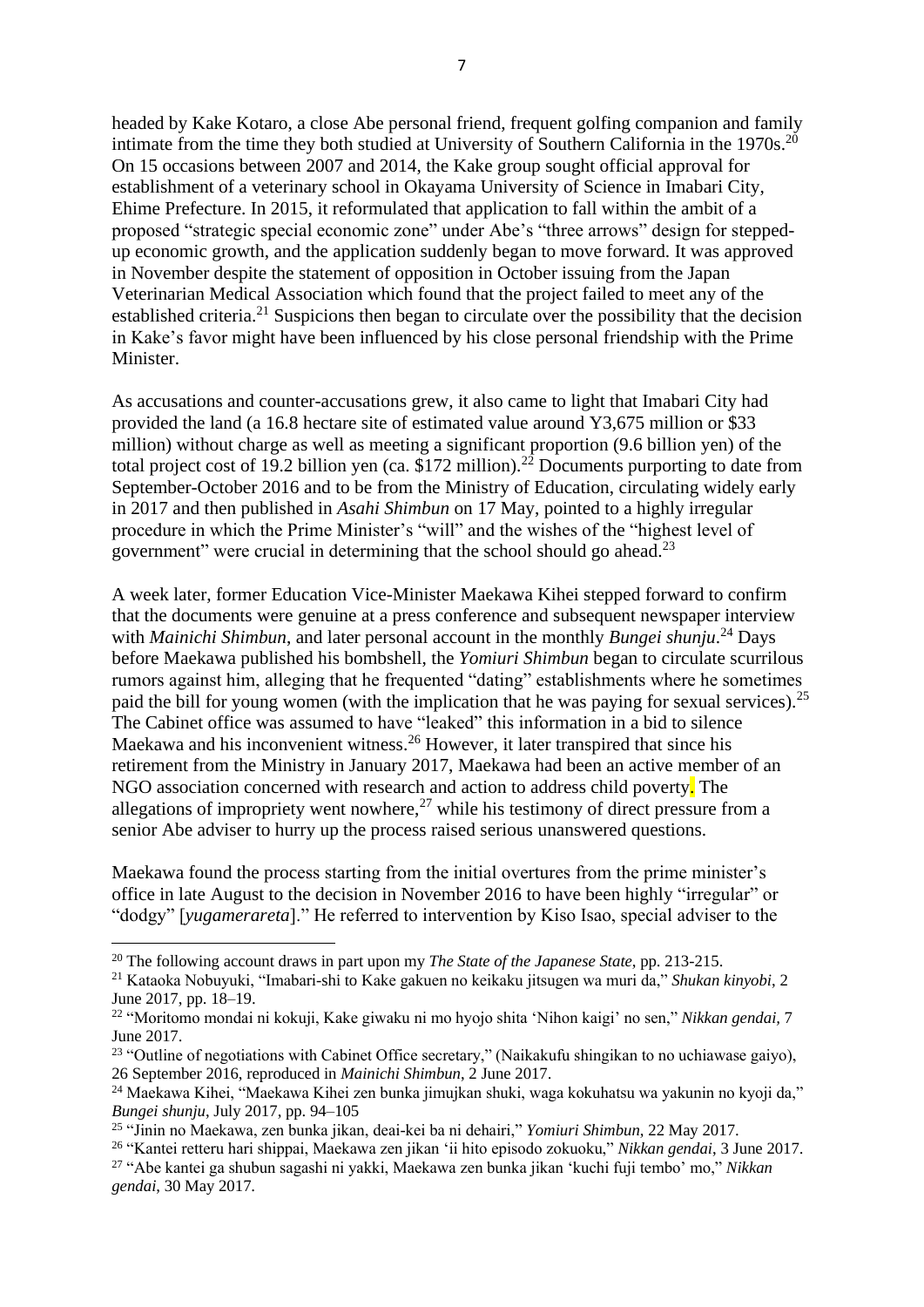headed by Kake Kotaro, a close Abe personal friend, frequent golfing companion and family intimate from the time they both studied at University of Southern California in the 1970s.[20] On 15 occasions between 2007 and 2014, the Kake group sought official approval for establishment of a veterinary school in Okayama University of Science in Imabari City, Ehime Prefecture. In 2015, it reformulated that application to fall within the ambit of a proposed "strategic special economic zone" under Abe's "three arrows" design for stepped-up economic growth, and the application suddenly began to move forward. It was approved in November despite the statement of opposition in October issuing from the Japan Veterinarian Medical Association which found that the project failed to meet any of the established criteria.[21] Suspicions then began to circulate over the possibility that the decision in Kake's favor might have been influenced by his close personal friendship with the Prime Minister.

As accusations and counter-accusations grew, it also came to light that Imabari City had provided the land (a 16.8 hectare site of estimated value around Y3,675 million or $33 million) without charge as well as meeting a significant proportion (9.6 billion yen) of the total project cost of 19.2 billion yen (ca. $172 million).[22] Documents purporting to date from September-October 2016 and to be from the Ministry of Education, circulating widely early in 2017 and then published in *Asahi Shimbun* on 17 May, pointed to a highly irregular procedure in which the Prime Minister's "will" and the wishes of the "highest level of government" were crucial in determining that the school should go ahead.[23]

A week later, former Education Vice-Minister Maekawa Kihei stepped forward to confirm that the documents were genuine at a press conference and subsequent newspaper interview with *Mainichi Shimbun*, and later personal account in the monthly *Bungei shunju*.[24] Days before Maekawa published his bombshell, the *Yomiuri Shimbun* began to circulate scurrilous rumors against him, alleging that he frequented "dating" establishments where he sometimes paid the bill for young women (with the implication that he was paying for sexual services).[25] The Cabinet office was assumed to have "leaked" this information in a bid to silence Maekawa and his inconvenient witness.[26] However, it later transpired that since his retirement from the Ministry in January 2017, Maekawa had been an active member of an NGO association concerned with research and action to address child poverty. The allegations of impropriety went nowhere,[27] while his testimony of direct pressure from a senior Abe adviser to hurry up the process raised serious unanswered questions.

Maekawa found the process starting from the initial overtures from the prime minister's office in late August to the decision in November 2016 to have been highly "irregular" or "dodgy" [*yugamerareta*]." He referred to intervention by Kiso Isao, special adviser to the

---

[20] The following account draws in part upon my *The State of the Japanese State*, pp. 213-215.

[21] Kataoka Nobuyuki, "Imabari-shi to Kake gakuen no keikaku jitsugen wa muri da," *Shukan kinyobi*, 2 June 2017, pp. 18–19.

[22] "Moritomo mondai ni kokuji, Kake giwaku ni mo hyojo shita 'Nihon kaigi' no sen," *Nikkan gendai*, 7 June 2017.

[23] "Outline of negotiations with Cabinet Office secretary," (Naikakufu shingikan to no uchiawase gaiyo), 26 September 2016, reproduced in *Mainichi Shimbun*, 2 June 2017.

[24] Maekawa Kihei, "Maekawa Kihei zen bunka jimujkan shuki, waga kokuhatsu wa yakunin no kyoji da," *Bungei shunju*, July 2017, pp. 94–105

[25] "Jinin no Maekawa, zen bunka jikan, deai-kei ba ni dehairi," *Yomiuri Shimbun*, 22 May 2017.

[26] "Kantei retteru hari shippai, Maekawa zen jikan 'ii hito episodo zokuoku," *Nikkan gendai*, 3 June 2017.

[27] "Abe kantei ga shubun sagashi ni yakki, Maekawa zen bunka jikan 'kuchi fuji tembo' mo," *Nikkan gendai*, 30 May 2017.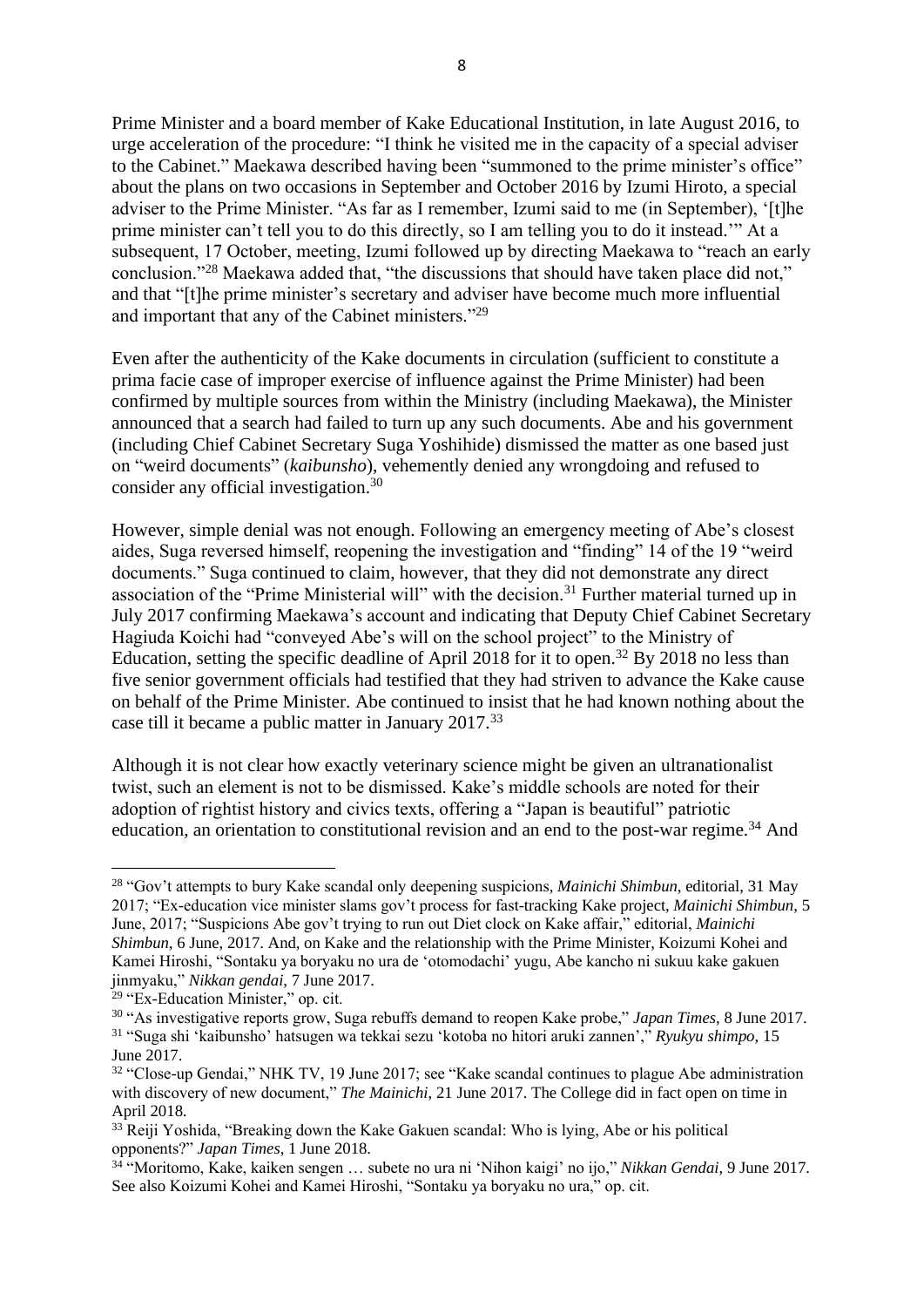Prime Minister and a board member of Kake Educational Institution, in late August 2016, to urge acceleration of the procedure: "I think he visited me in the capacity of a special adviser to the Cabinet." Maekawa described having been "summoned to the prime minister's office" about the plans on two occasions in September and October 2016 by Izumi Hiroto, a special adviser to the Prime Minister. "As far as I remember, Izumi said to me (in September), '[t]he prime minister can't tell you to do this directly, so I am telling you to do it instead.'" At a subsequent, 17 October, meeting, Izumi followed up by directing Maekawa to "reach an early conclusion."[28] Maekawa added that, "the discussions that should have taken place did not," and that "[t]he prime minister's secretary and adviser have become much more influential and important that any of the Cabinet ministers."[29]

Even after the authenticity of the Kake documents in circulation (sufficient to constitute a prima facie case of improper exercise of influence against the Prime Minister) had been confirmed by multiple sources from within the Ministry (including Maekawa), the Minister announced that a search had failed to turn up any such documents. Abe and his government (including Chief Cabinet Secretary Suga Yoshihide) dismissed the matter as one based just on "weird documents" (*kaibunsho*), vehemently denied any wrongdoing and refused to consider any official investigation.[30]

However, simple denial was not enough. Following an emergency meeting of Abe's closest aides, Suga reversed himself, reopening the investigation and "finding" 14 of the 19 "weird documents." Suga continued to claim, however, that they did not demonstrate any direct association of the "Prime Ministerial will" with the decision.[31] Further material turned up in July 2017 confirming Maekawa's account and indicating that Deputy Chief Cabinet Secretary Hagiuda Koichi had "conveyed Abe's will on the school project" to the Ministry of Education, setting the specific deadline of April 2018 for it to open.[32] By 2018 no less than five senior government officials had testified that they had striven to advance the Kake cause on behalf of the Prime Minister. Abe continued to insist that he had known nothing about the case till it became a public matter in January 2017.[33]

Although it is not clear how exactly veterinary science might be given an ultranationalist twist, such an element is not to be dismissed. Kake's middle schools are noted for their adoption of rightist history and civics texts, offering a "Japan is beautiful" patriotic education, an orientation to constitutional revision and an end to the post-war regime.[34] And

---

[28] "Gov't attempts to bury Kake scandal only deepening suspicions, *Mainichi Shimbun*, editorial, 31 May 2017; "Ex-education vice minister slams gov't process for fast-tracking Kake project, *Mainichi Shimbun*, 5 June, 2017; "Suspicions Abe gov't trying to run out Diet clock on Kake affair," editorial, *Mainichi Shimbun*, 6 June, 2017. And, on Kake and the relationship with the Prime Minister, Koizumi Kohei and Kamei Hiroshi, "Sontaku ya boryaku no ura de 'otomodachi' yugu, Abe kancho ni sukuu kake gakuen jinmyaku," *Nikkan gendai*, 7 June 2017.

[29] "Ex-Education Minister," op. cit.

[30] "As investigative reports grow, Suga rebuffs demand to reopen Kake probe," *Japan Times*, 8 June 2017.

[31] "Suga shi 'kaibunsho' hatsugen wa tekkai sezu 'kotoba no hitori aruki zannen'," *Ryukyu shimpo*, 15 June 2017.

[32] "Close-up Gendai," NHK TV, 19 June 2017; see "Kake scandal continues to plague Abe administration with discovery of new document," *The Mainichi*, 21 June 2017. The College did in fact open on time in April 2018.

[33] Reiji Yoshida, "Breaking down the Kake Gakuen scandal: Who is lying, Abe or his political opponents?" *Japan Times*, 1 June 2018.

[34] "Moritomo, Kake, kaiken sengen … subete no ura ni 'Nihon kaigi' no ijo," *Nikkan Gendai*, 9 June 2017. See also Koizumi Kohei and Kamei Hiroshi, "Sontaku ya boryaku no ura," op. cit.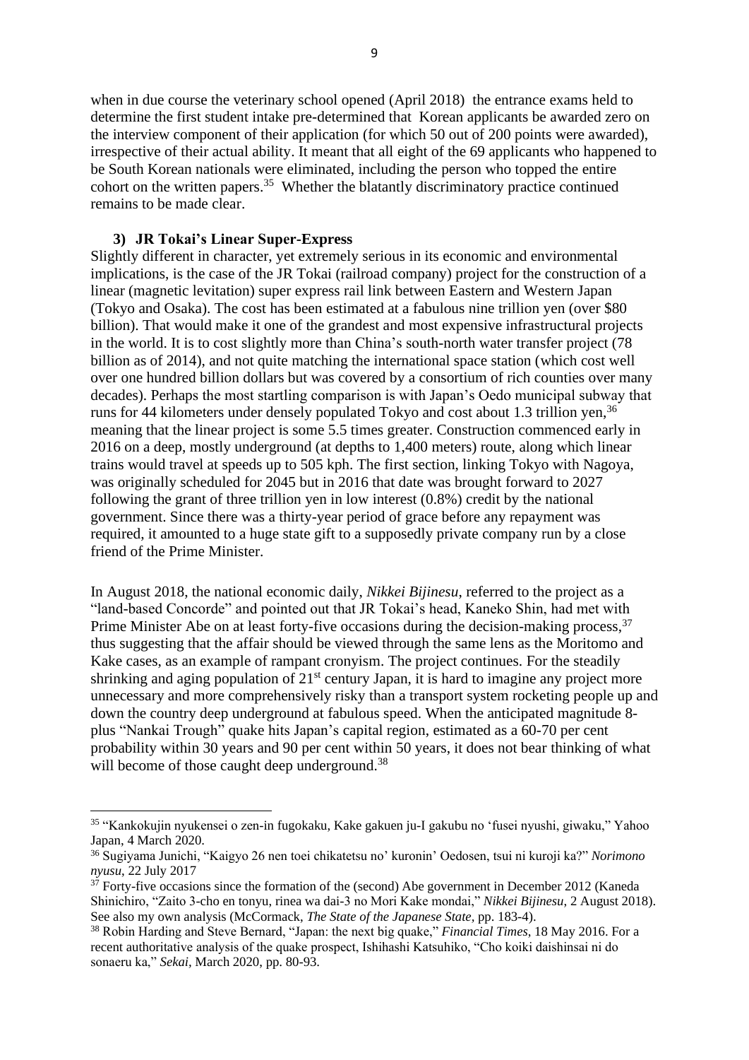when in due course the veterinary school opened (April 2018) the entrance exams held to determine the first student intake pre-determined that Korean applicants be awarded zero on the interview component of their application (for which 50 out of 200 points were awarded), irrespective of their actual ability. It meant that all eight of the 69 applicants who happened to be South Korean nationals were eliminated, including the person who topped the entire cohort on the written papers.[35] Whether the blatantly discriminatory practice continued remains to be made clear.

### 3) JR Tokai's Linear Super-Express

Slightly different in character, yet extremely serious in its economic and environmental implications, is the case of the JR Tokai (railroad company) project for the construction of a linear (magnetic levitation) super express rail link between Eastern and Western Japan (Tokyo and Osaka). The cost has been estimated at a fabulous nine trillion yen (over $80 billion). That would make it one of the grandest and most expensive infrastructural projects in the world. It is to cost slightly more than China's south-north water transfer project (78 billion as of 2014), and not quite matching the international space station (which cost well over one hundred billion dollars but was covered by a consortium of rich counties over many decades). Perhaps the most startling comparison is with Japan's Oedo municipal subway that runs for 44 kilometers under densely populated Tokyo and cost about 1.3 trillion yen,[36] meaning that the linear project is some 5.5 times greater. Construction commenced early in 2016 on a deep, mostly underground (at depths to 1,400 meters) route, along which linear trains would travel at speeds up to 505 kph. The first section, linking Tokyo with Nagoya, was originally scheduled for 2045 but in 2016 that date was brought forward to 2027 following the grant of three trillion yen in low interest (0.8%) credit by the national government. Since there was a thirty-year period of grace before any repayment was required, it amounted to a huge state gift to a supposedly private company run by a close friend of the Prime Minister.

In August 2018, the national economic daily, *Nikkei Bijinesu*, referred to the project as a "land-based Concorde" and pointed out that JR Tokai's head, Kaneko Shin, had met with Prime Minister Abe on at least forty-five occasions during the decision-making process,[37] thus suggesting that the affair should be viewed through the same lens as the Moritomo and Kake cases, as an example of rampant cronyism. The project continues. For the steadily shrinking and aging population of 21st century Japan, it is hard to imagine any project more unnecessary and more comprehensively risky than a transport system rocketing people up and down the country deep underground at fabulous speed. When the anticipated magnitude 8-plus "Nankai Trough" quake hits Japan's capital region, estimated as a 60-70 per cent probability within 30 years and 90 per cent within 50 years, it does not bear thinking of what will become of those caught deep underground.[38]

---

[35] "Kankokujin nyukensei o zen-in fugokaku, Kake gakuen ju-I gakubu no 'fusei nyushi, giwaku," Yahoo Japan, 4 March 2020.

[36] Sugiyama Junichi, "Kaigyo 26 nen toei chikatetsu no' kuronin' Oedosen, tsui ni kuroji ka?" *Norimono nyusu*, 22 July 2017

[37] Forty-five occasions since the formation of the (second) Abe government in December 2012 (Kaneda Shinichiro, "Zaito 3-cho en tonyu, rinea wa dai-3 no Mori Kake mondai," *Nikkei Bijinesu*, 2 August 2018). See also my own analysis (McCormack, *The State of the Japanese State*, pp. 183-4).

[38] Robin Harding and Steve Bernard, "Japan: the next big quake," *Financial Times*, 18 May 2016. For a recent authoritative analysis of the quake prospect, Ishihashi Katsuhiko, "Cho koiki daishinsai ni do sonaeru ka," *Sekai*, March 2020, pp. 80-93.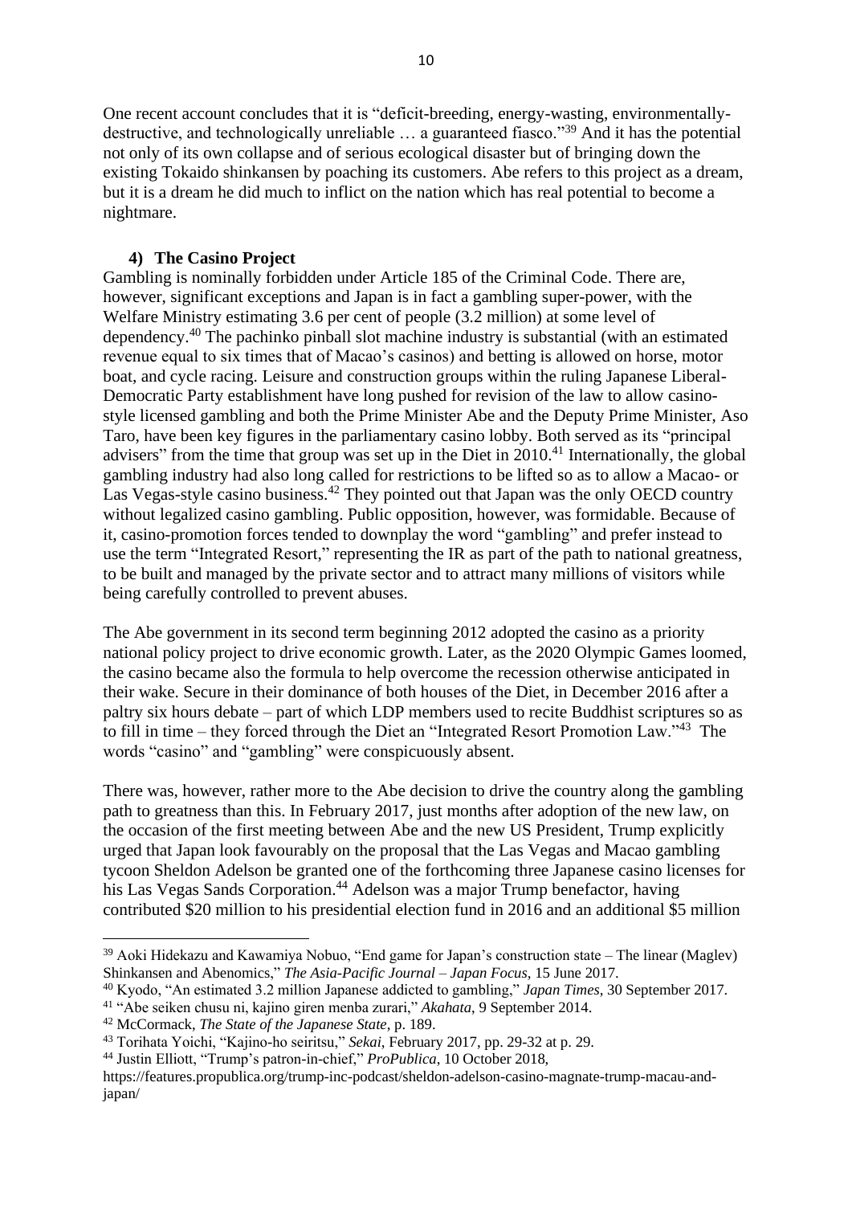One recent account concludes that it is "deficit-breeding, energy-wasting, environmentally-destructive, and technologically unreliable … a guaranteed fiasco."[39] And it has the potential not only of its own collapse and of serious ecological disaster but of bringing down the existing Tokaido shinkansen by poaching its customers. Abe refers to this project as a dream, but it is a dream he did much to inflict on the nation which has real potential to become a nightmare.

### 4) The Casino Project

Gambling is nominally forbidden under Article 185 of the Criminal Code. There are, however, significant exceptions and Japan is in fact a gambling super-power, with the Welfare Ministry estimating 3.6 per cent of people (3.2 million) at some level of dependency.[40] The pachinko pinball slot machine industry is substantial (with an estimated revenue equal to six times that of Macao's casinos) and betting is allowed on horse, motor boat, and cycle racing. Leisure and construction groups within the ruling Japanese Liberal-Democratic Party establishment have long pushed for revision of the law to allow casino-style licensed gambling and both the Prime Minister Abe and the Deputy Prime Minister, Aso Taro, have been key figures in the parliamentary casino lobby. Both served as its "principal advisers" from the time that group was set up in the Diet in 2010.[41] Internationally, the global gambling industry had also long called for restrictions to be lifted so as to allow a Macao- or Las Vegas-style casino business.[42] They pointed out that Japan was the only OECD country without legalized casino gambling. Public opposition, however, was formidable. Because of it, casino-promotion forces tended to downplay the word "gambling" and prefer instead to use the term "Integrated Resort," representing the IR as part of the path to national greatness, to be built and managed by the private sector and to attract many millions of visitors while being carefully controlled to prevent abuses.

The Abe government in its second term beginning 2012 adopted the casino as a priority national policy project to drive economic growth. Later, as the 2020 Olympic Games loomed, the casino became also the formula to help overcome the recession otherwise anticipated in their wake. Secure in their dominance of both houses of the Diet, in December 2016 after a paltry six hours debate – part of which LDP members used to recite Buddhist scriptures so as to fill in time – they forced through the Diet an "Integrated Resort Promotion Law."[43] The words "casino" and "gambling" were conspicuously absent.

There was, however, rather more to the Abe decision to drive the country along the gambling path to greatness than this. In February 2017, just months after adoption of the new law, on the occasion of the first meeting between Abe and the new US President, Trump explicitly urged that Japan look favourably on the proposal that the Las Vegas and Macao gambling tycoon Sheldon Adelson be granted one of the forthcoming three Japanese casino licenses for his Las Vegas Sands Corporation.[44] Adelson was a major Trump benefactor, having contributed $20 million to his presidential election fund in 2016 and an additional $5 million

---

[39] Aoki Hidekazu and Kawamiya Nobuo, "End game for Japan's construction state – The linear (Maglev) Shinkansen and Abenomics," *The Asia-Pacific Journal – Japan Focus*, 15 June 2017.

[40] Kyodo, "An estimated 3.2 million Japanese addicted to gambling," *Japan Times*, 30 September 2017.

[41] "Abe seiken chusu ni, kajino giren menba zurari," *Akahata*, 9 September 2014.

[42] McCormack, *The State of the Japanese State*, p. 189.

[43] Torihata Yoichi, "Kajino-ho seiritsu," *Sekai*, February 2017, pp. 29-32 at p. 29.

[44] Justin Elliott, "Trump's patron-in-chief," *ProPublica*, 10 October 2018, https://features.propublica.org/trump-inc-podcast/sheldon-adelson-casino-magnate-trump-macau-and-japan/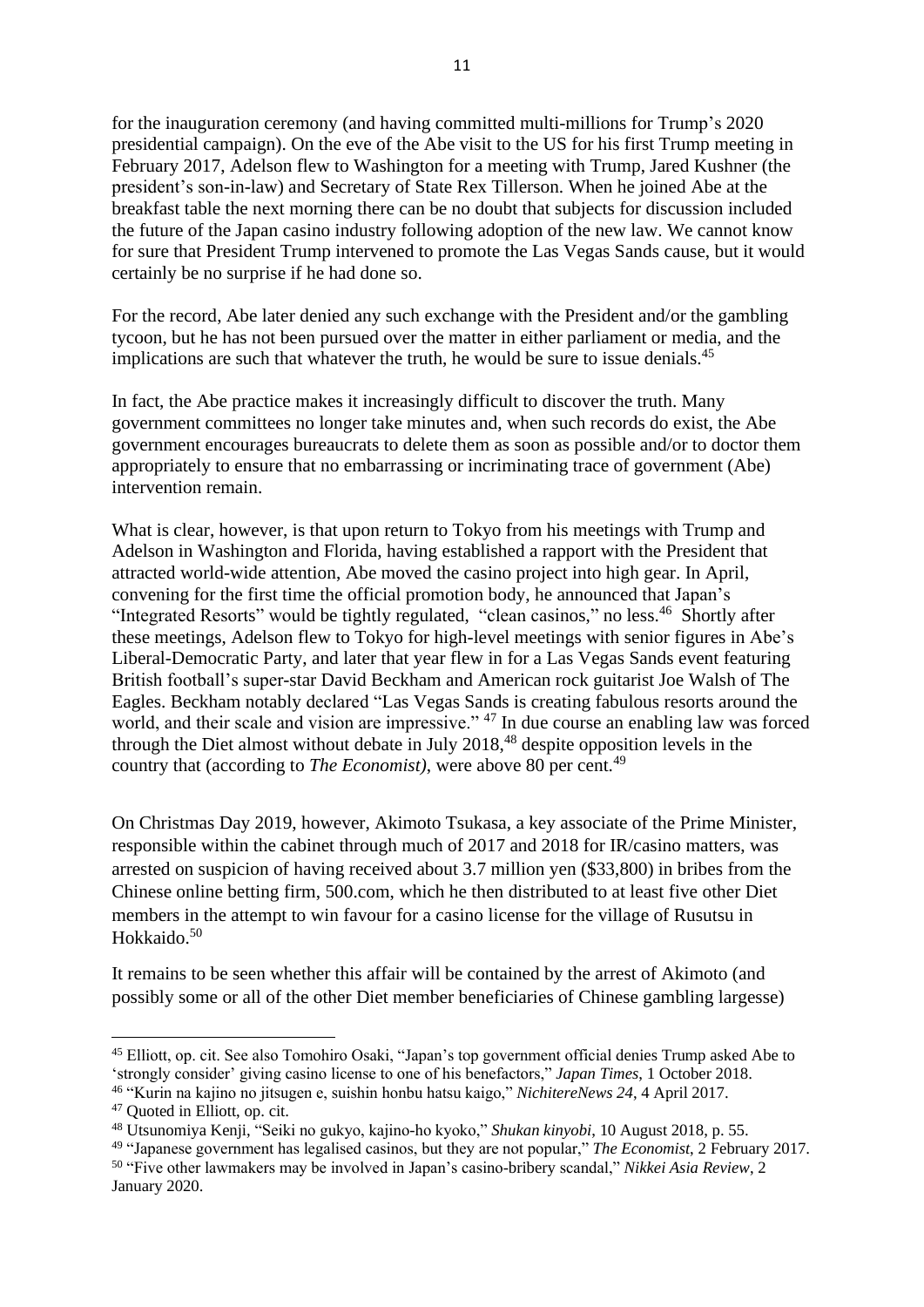for the inauguration ceremony (and having committed multi-millions for Trump's 2020 presidential campaign). On the eve of the Abe visit to the US for his first Trump meeting in February 2017, Adelson flew to Washington for a meeting with Trump, Jared Kushner (the president's son-in-law) and Secretary of State Rex Tillerson. When he joined Abe at the breakfast table the next morning there can be no doubt that subjects for discussion included the future of the Japan casino industry following adoption of the new law. We cannot know for sure that President Trump intervened to promote the Las Vegas Sands cause, but it would certainly be no surprise if he had done so.

For the record, Abe later denied any such exchange with the President and/or the gambling tycoon, but he has not been pursued over the matter in either parliament or media, and the implications are such that whatever the truth, he would be sure to issue denials.[45]

In fact, the Abe practice makes it increasingly difficult to discover the truth. Many government committees no longer take minutes and, when such records do exist, the Abe government encourages bureaucrats to delete them as soon as possible and/or to doctor them appropriately to ensure that no embarrassing or incriminating trace of government (Abe) intervention remain.

What is clear, however, is that upon return to Tokyo from his meetings with Trump and Adelson in Washington and Florida, having established a rapport with the President that attracted world-wide attention, Abe moved the casino project into high gear. In April, convening for the first time the official promotion body, he announced that Japan's "Integrated Resorts" would be tightly regulated, "clean casinos," no less.[46] Shortly after these meetings, Adelson flew to Tokyo for high-level meetings with senior figures in Abe's Liberal-Democratic Party, and later that year flew in for a Las Vegas Sands event featuring British football's super-star David Beckham and American rock guitarist Joe Walsh of The Eagles. Beckham notably declared "Las Vegas Sands is creating fabulous resorts around the world, and their scale and vision are impressive." [47] In due course an enabling law was forced through the Diet almost without debate in July 2018,[48] despite opposition levels in the country that (according to *The Economist)*, were above 80 per cent.[49]

On Christmas Day 2019, however, Akimoto Tsukasa, a key associate of the Prime Minister, responsible within the cabinet through much of 2017 and 2018 for IR/casino matters, was arrested on suspicion of having received about 3.7 million yen ($33,800) in bribes from the Chinese online betting firm, 500.com, which he then distributed to at least five other Diet members in the attempt to win favour for a casino license for the village of Rusutsu in Hokkaido.[50]

It remains to be seen whether this affair will be contained by the arrest of Akimoto (and possibly some or all of the other Diet member beneficiaries of Chinese gambling largesse)

---

[45] Elliott, op. cit. See also Tomohiro Osaki, "Japan's top government official denies Trump asked Abe to 'strongly consider' giving casino license to one of his benefactors," *Japan Times*, 1 October 2018.

[46] "Kurin na kajino no jitsugen e, suishin honbu hatsu kaigo," *NichitereNews 24*, 4 April 2017.

[47] Quoted in Elliott, op. cit.

[48] Utsunomiya Kenji, "Seiki no gukyo, kajino-ho kyoko," *Shukan kinyobi*, 10 August 2018, p. 55.

[49] "Japanese government has legalised casinos, but they are not popular," *The Economist*, 2 February 2017.

[50] "Five other lawmakers may be involved in Japan's casino-bribery scandal," *Nikkei Asia Review*, 2 January 2020.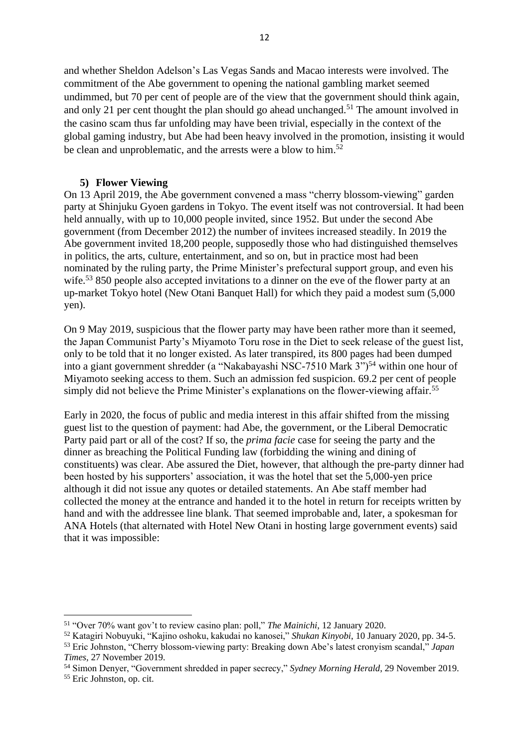and whether Sheldon Adelson's Las Vegas Sands and Macao interests were involved. The commitment of the Abe government to opening the national gambling market seemed undimmed, but 70 per cent of people are of the view that the government should think again, and only 21 per cent thought the plan should go ahead unchanged.[51] The amount involved in the casino scam thus far unfolding may have been trivial, especially in the context of the global gaming industry, but Abe had been heavy involved in the promotion, insisting it would be clean and unproblematic, and the arrests were a blow to him.[52]

### 5) Flower Viewing

On 13 April 2019, the Abe government convened a mass "cherry blossom-viewing" garden party at Shinjuku Gyoen gardens in Tokyo. The event itself was not controversial. It had been held annually, with up to 10,000 people invited, since 1952. But under the second Abe government (from December 2012) the number of invitees increased steadily. In 2019 the Abe government invited 18,200 people, supposedly those who had distinguished themselves in politics, the arts, culture, entertainment, and so on, but in practice most had been nominated by the ruling party, the Prime Minister's prefectural support group, and even his wife.[53] 850 people also accepted invitations to a dinner on the eve of the flower party at an up-market Tokyo hotel (New Otani Banquet Hall) for which they paid a modest sum (5,000 yen).

On 9 May 2019, suspicious that the flower party may have been rather more than it seemed, the Japan Communist Party's Miyamoto Toru rose in the Diet to seek release of the guest list, only to be told that it no longer existed. As later transpired, its 800 pages had been dumped into a giant government shredder (a "Nakabayashi NSC-7510 Mark 3")[54] within one hour of Miyamoto seeking access to them. Such an admission fed suspicion. 69.2 per cent of people simply did not believe the Prime Minister's explanations on the flower-viewing affair.[55]

Early in 2020, the focus of public and media interest in this affair shifted from the missing guest list to the question of payment: had Abe, the government, or the Liberal Democratic Party paid part or all of the cost? If so, the *prima facie* case for seeing the party and the dinner as breaching the Political Funding law (forbidding the wining and dining of constituents) was clear. Abe assured the Diet, however, that although the pre-party dinner had been hosted by his supporters' association, it was the hotel that set the 5,000-yen price although it did not issue any quotes or detailed statements. An Abe staff member had collected the money at the entrance and handed it to the hotel in return for receipts written by hand and with the addressee line blank. That seemed improbable and, later, a spokesman for ANA Hotels (that alternated with Hotel New Otani in hosting large government events) said that it was impossible:

---

[51] "Over 70% want gov't to review casino plan: poll," *The Mainichi*, 12 January 2020.

[52] Katagiri Nobuyuki, "Kajino oshoku, kakudai no kanosei," *Shukan Kinyobi*, 10 January 2020, pp. 34-5.

[53] Eric Johnston, "Cherry blossom-viewing party: Breaking down Abe's latest cronyism scandal," *Japan Times*, 27 November 2019.

[54] Simon Denyer, "Government shredded in paper secrecy," *Sydney Morning Herald*, 29 November 2019.

[55] Eric Johnston, op. cit.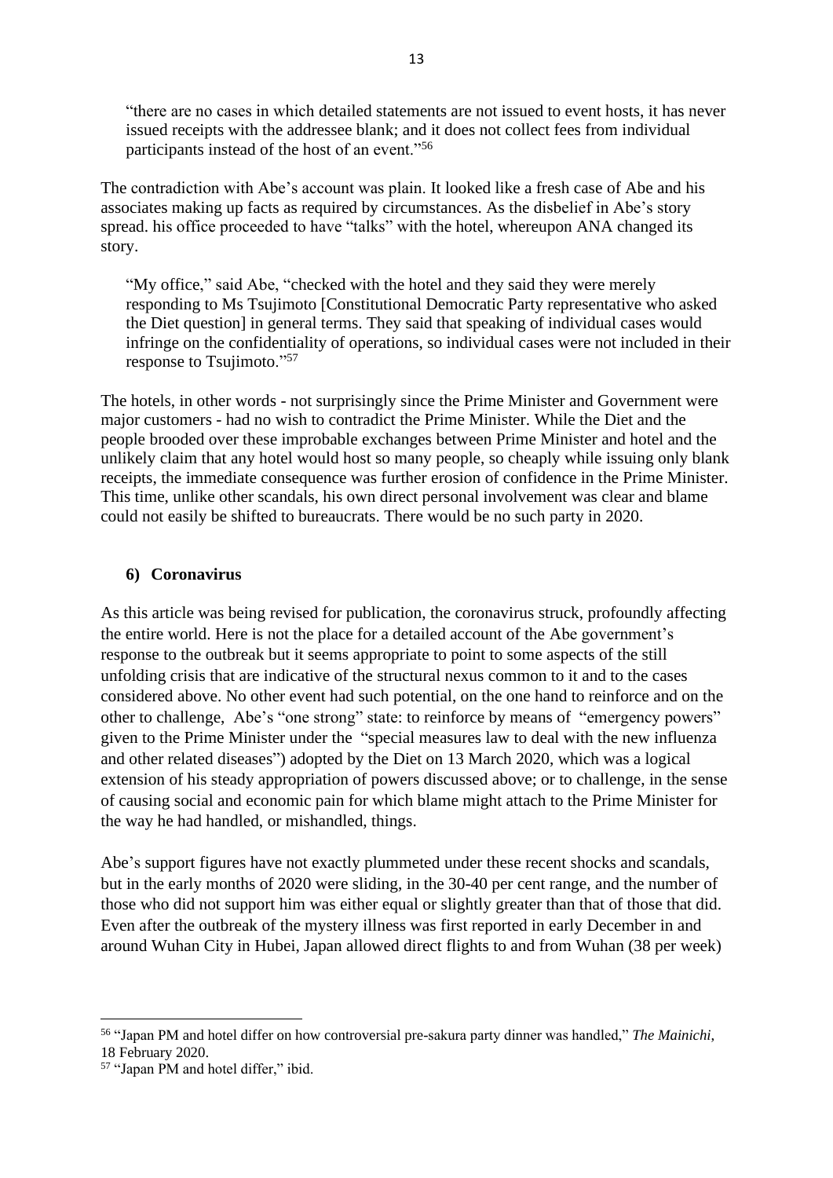"there are no cases in which detailed statements are not issued to event hosts, it has never issued receipts with the addressee blank; and it does not collect fees from individual participants instead of the host of an event."[56]

The contradiction with Abe's account was plain. It looked like a fresh case of Abe and his associates making up facts as required by circumstances. As the disbelief in Abe's story spread. his office proceeded to have "talks" with the hotel, whereupon ANA changed its story.

> "My office," said Abe, "checked with the hotel and they said they were merely responding to Ms Tsujimoto [Constitutional Democratic Party representative who asked the Diet question] in general terms. They said that speaking of individual cases would infringe on the confidentiality of operations, so individual cases were not included in their response to Tsujimoto."[57]

The hotels, in other words - not surprisingly since the Prime Minister and Government were major customers - had no wish to contradict the Prime Minister. While the Diet and the people brooded over these improbable exchanges between Prime Minister and hotel and the unlikely claim that any hotel would host so many people, so cheaply while issuing only blank receipts, the immediate consequence was further erosion of confidence in the Prime Minister. This time, unlike other scandals, his own direct personal involvement was clear and blame could not easily be shifted to bureaucrats. There would be no such party in 2020.

### 6) Coronavirus

As this article was being revised for publication, the coronavirus struck, profoundly affecting the entire world. Here is not the place for a detailed account of the Abe government's response to the outbreak but it seems appropriate to point to some aspects of the still unfolding crisis that are indicative of the structural nexus common to it and to the cases considered above. No other event had such potential, on the one hand to reinforce and on the other to challenge, Abe's "one strong" state: to reinforce by means of "emergency powers" given to the Prime Minister under the "special measures law to deal with the new influenza and other related diseases") adopted by the Diet on 13 March 2020, which was a logical extension of his steady appropriation of powers discussed above; or to challenge, in the sense of causing social and economic pain for which blame might attach to the Prime Minister for the way he had handled, or mishandled, things.

Abe's support figures have not exactly plummeted under these recent shocks and scandals, but in the early months of 2020 were sliding, in the 30-40 per cent range, and the number of those who did not support him was either equal or slightly greater than that of those that did. Even after the outbreak of the mystery illness was first reported in early December in and around Wuhan City in Hubei, Japan allowed direct flights to and from Wuhan (38 per week)

---

[56] "Japan PM and hotel differ on how controversial pre-sakura party dinner was handled," *The Mainichi*, 18 February 2020.

[57] "Japan PM and hotel differ," ibid.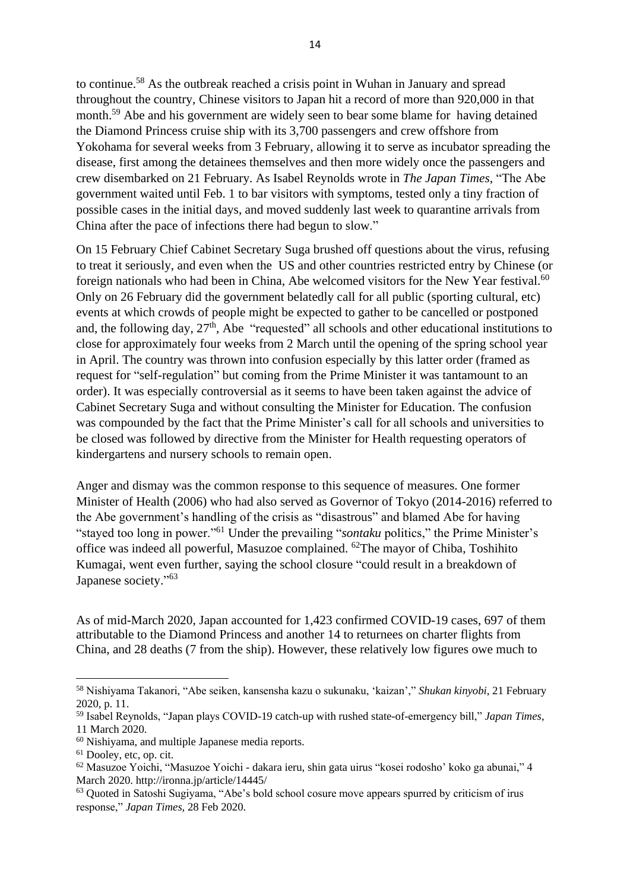to continue.[58] As the outbreak reached a crisis point in Wuhan in January and spread throughout the country, Chinese visitors to Japan hit a record of more than 920,000 in that month.[59] Abe and his government are widely seen to bear some blame for having detained the Diamond Princess cruise ship with its 3,700 passengers and crew offshore from Yokohama for several weeks from 3 February, allowing it to serve as incubator spreading the disease, first among the detainees themselves and then more widely once the passengers and crew disembarked on 21 February. As Isabel Reynolds wrote in *The Japan Times*, "The Abe government waited until Feb. 1 to bar visitors with symptoms, tested only a tiny fraction of possible cases in the initial days, and moved suddenly last week to quarantine arrivals from China after the pace of infections there had begun to slow."

On 15 February Chief Cabinet Secretary Suga brushed off questions about the virus, refusing to treat it seriously, and even when the US and other countries restricted entry by Chinese (or foreign nationals who had been in China, Abe welcomed visitors for the New Year festival.[60] Only on 26 February did the government belatedly call for all public (sporting cultural, etc) events at which crowds of people might be expected to gather to be cancelled or postponed and, the following day, 27th, Abe "requested" all schools and other educational institutions to close for approximately four weeks from 2 March until the opening of the spring school year in April. The country was thrown into confusion especially by this latter order (framed as request for "self-regulation" but coming from the Prime Minister it was tantamount to an order). It was especially controversial as it seems to have been taken against the advice of Cabinet Secretary Suga and without consulting the Minister for Education. The confusion was compounded by the fact that the Prime Minister's call for all schools and universities to be closed was followed by directive from the Minister for Health requesting operators of kindergartens and nursery schools to remain open.

Anger and dismay was the common response to this sequence of measures. One former Minister of Health (2006) who had also served as Governor of Tokyo (2014-2016) referred to the Abe government's handling of the crisis as "disastrous" and blamed Abe for having "stayed too long in power."[61] Under the prevailing "*sontaku* politics," the Prime Minister's office was indeed all powerful, Masuzoe complained. [62]The mayor of Chiba, Toshihito Kumagai, went even further, saying the school closure "could result in a breakdown of Japanese society."[63]

As of mid-March 2020, Japan accounted for 1,423 confirmed COVID-19 cases, 697 of them attributable to the Diamond Princess and another 14 to returnees on charter flights from China, and 28 deaths (7 from the ship). However, these relatively low figures owe much to

---

[58] Nishiyama Takanori, "Abe seiken, kansensha kazu o sukunaku, 'kaizan'," *Shukan kinyobi*, 21 February 2020, p. 11.

[59] Isabel Reynolds, "Japan plays COVID-19 catch-up with rushed state-of-emergency bill," *Japan Times*, 11 March 2020.

[60] Nishiyama, and multiple Japanese media reports.

[61] Dooley, etc, op. cit.

[62] Masuzoe Yoichi, "Masuzoe Yoichi - dakara ieru, shin gata uirus "kosei rodosho' koko ga abunai," 4 March 2020. http://ironna.jp/article/14445/

[63] Quoted in Satoshi Sugiyama, "Abe's bold school cosure move appears spurred by criticism of irus response," *Japan Times*, 28 Feb 2020.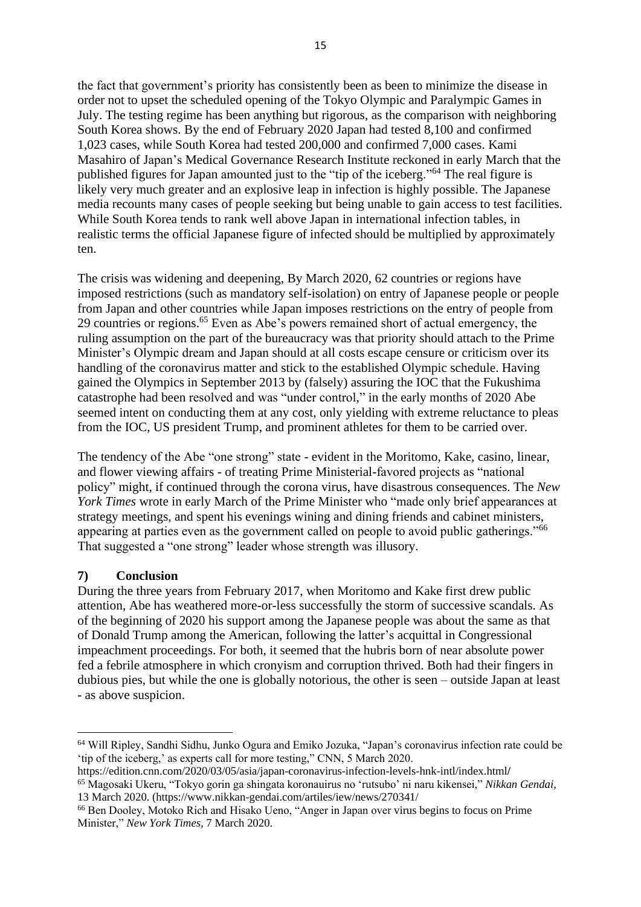the fact that government's priority has consistently been as been to minimize the disease in order not to upset the scheduled opening of the Tokyo Olympic and Paralympic Games in July. The testing regime has been anything but rigorous, as the comparison with neighboring South Korea shows. By the end of February 2020 Japan had tested 8,100 and confirmed 1,023 cases, while South Korea had tested 200,000 and confirmed 7,000 cases. Kami Masahiro of Japan's Medical Governance Research Institute reckoned in early March that the published figures for Japan amounted just to the "tip of the iceberg."[64] The real figure is likely very much greater and an explosive leap in infection is highly possible. The Japanese media recounts many cases of people seeking but being unable to gain access to test facilities. While South Korea tends to rank well above Japan in international infection tables, in realistic terms the official Japanese figure of infected should be multiplied by approximately ten.

The crisis was widening and deepening, By March 2020, 62 countries or regions have imposed restrictions (such as mandatory self-isolation) on entry of Japanese people or people from Japan and other countries while Japan imposes restrictions on the entry of people from 29 countries or regions.[65] Even as Abe's powers remained short of actual emergency, the ruling assumption on the part of the bureaucracy was that priority should attach to the Prime Minister's Olympic dream and Japan should at all costs escape censure or criticism over its handling of the coronavirus matter and stick to the established Olympic schedule. Having gained the Olympics in September 2013 by (falsely) assuring the IOC that the Fukushima catastrophe had been resolved and was "under control," in the early months of 2020 Abe seemed intent on conducting them at any cost, only yielding with extreme reluctance to pleas from the IOC, US president Trump, and prominent athletes for them to be carried over.

The tendency of the Abe "one strong" state - evident in the Moritomo, Kake, casino, linear, and flower viewing affairs - of treating Prime Ministerial-favored projects as "national policy" might, if continued through the corona virus, have disastrous consequences. The *New York Times* wrote in early March of the Prime Minister who "made only brief appearances at strategy meetings, and spent his evenings wining and dining friends and cabinet ministers, appearing at parties even as the government called on people to avoid public gatherings."[66] That suggested a "one strong" leader whose strength was illusory.

## 7) Conclusion

During the three years from February 2017, when Moritomo and Kake first drew public attention, Abe has weathered more-or-less successfully the storm of successive scandals. As of the beginning of 2020 his support among the Japanese people was about the same as that of Donald Trump among the American, following the latter's acquittal in Congressional impeachment proceedings. For both, it seemed that the hubris born of near absolute power fed a febrile atmosphere in which cronyism and corruption thrived. Both had their fingers in dubious pies, but while the one is globally notorious, the other is seen – outside Japan at least - as above suspicion.

---

[64] Will Ripley, Sandhi Sidhu, Junko Ogura and Emiko Jozuka, "Japan's coronavirus infection rate could be 'tip of the iceberg,' as experts call for more testing," CNN, 5 March 2020. https://edition.cnn.com/2020/03/05/asia/japan-coronavirus-infection-levels-hnk-intl/index.html/

[65] Magosaki Ukeru, "Tokyo gorin ga shingata koronauirus no 'rutsubo' ni naru kikensei," *Nikkan Gendai*, 13 March 2020. (https://www.nikkan-gendai.com/artiles/iew/news/270341/

[66] Ben Dooley, Motoko Rich and Hisako Ueno, "Anger in Japan over virus begins to focus on Prime Minister," *New York Times*, 7 March 2020.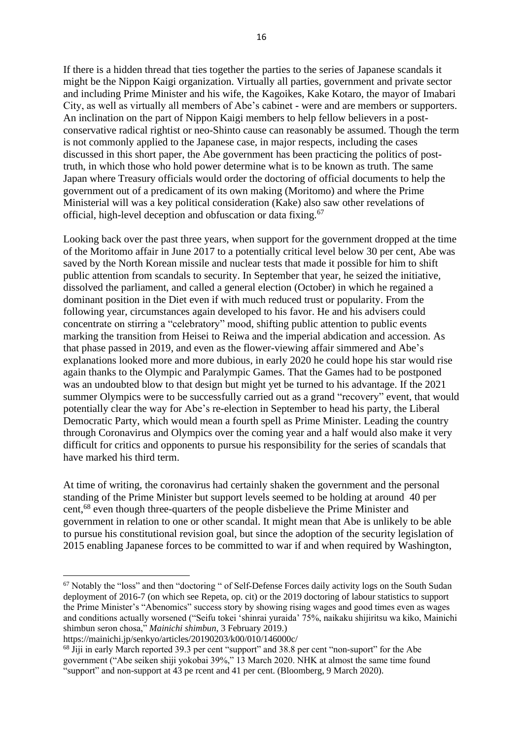If there is a hidden thread that ties together the parties to the series of Japanese scandals it might be the Nippon Kaigi organization. Virtually all parties, government and private sector and including Prime Minister and his wife, the Kagoikes, Kake Kotaro, the mayor of Imabari City, as well as virtually all members of Abe's cabinet - were and are members or supporters. An inclination on the part of Nippon Kaigi members to help fellow believers in a post-conservative radical rightist or neo-Shinto cause can reasonably be assumed. Though the term is not commonly applied to the Japanese case, in major respects, including the cases discussed in this short paper, the Abe government has been practicing the politics of post-truth, in which those who hold power determine what is to be known as truth. The same Japan where Treasury officials would order the doctoring of official documents to help the government out of a predicament of its own making (Moritomo) and where the Prime Ministerial will was a key political consideration (Kake) also saw other revelations of official, high-level deception and obfuscation or data fixing.[67]

Looking back over the past three years, when support for the government dropped at the time of the Moritomo affair in June 2017 to a potentially critical level below 30 per cent, Abe was saved by the North Korean missile and nuclear tests that made it possible for him to shift public attention from scandals to security. In September that year, he seized the initiative, dissolved the parliament, and called a general election (October) in which he regained a dominant position in the Diet even if with much reduced trust or popularity. From the following year, circumstances again developed to his favor. He and his advisers could concentrate on stirring a "celebratory" mood, shifting public attention to public events marking the transition from Heisei to Reiwa and the imperial abdication and accession. As that phase passed in 2019, and even as the flower-viewing affair simmered and Abe's explanations looked more and more dubious, in early 2020 he could hope his star would rise again thanks to the Olympic and Paralympic Games. That the Games had to be postponed was an undoubted blow to that design but might yet be turned to his advantage. If the 2021 summer Olympics were to be successfully carried out as a grand "recovery" event, that would potentially clear the way for Abe's re-election in September to head his party, the Liberal Democratic Party, which would mean a fourth spell as Prime Minister. Leading the country through Coronavirus and Olympics over the coming year and a half would also make it very difficult for critics and opponents to pursue his responsibility for the series of scandals that have marked his third term.

At time of writing, the coronavirus had certainly shaken the government and the personal standing of the Prime Minister but support levels seemed to be holding at around 40 per cent,[68] even though three-quarters of the people disbelieve the Prime Minister and government in relation to one or other scandal. It might mean that Abe is unlikely to be able to pursue his constitutional revision goal, but since the adoption of the security legislation of 2015 enabling Japanese forces to be committed to war if and when required by Washington,

---

[67] Notably the "loss" and then "doctoring " of Self-Defense Forces daily activity logs on the South Sudan deployment of 2016-7 (on which see Repeta, op. cit) or the 2019 doctoring of labour statistics to support the Prime Minister's "Abenomics" success story by showing rising wages and good times even as wages and conditions actually worsened ("Seifu tokei 'shinrai yuraida' 75%, naikaku shijiritsu wa kiko, Mainichi shimbun seron chosa," *Mainichi shimbun*, 3 February 2019.) https://mainichi.jp/senkyo/articles/20190203/k00/010/146000c/

[68] Jiji in early March reported 39.3 per cent "support" and 38.8 per cent "non-suport" for the Abe government ("Abe seiken shiji yokobai 39%," 13 March 2020. NHK at almost the same time found "support" and non-support at 43 pe rcent and 41 per cent. (Bloomberg, 9 March 2020).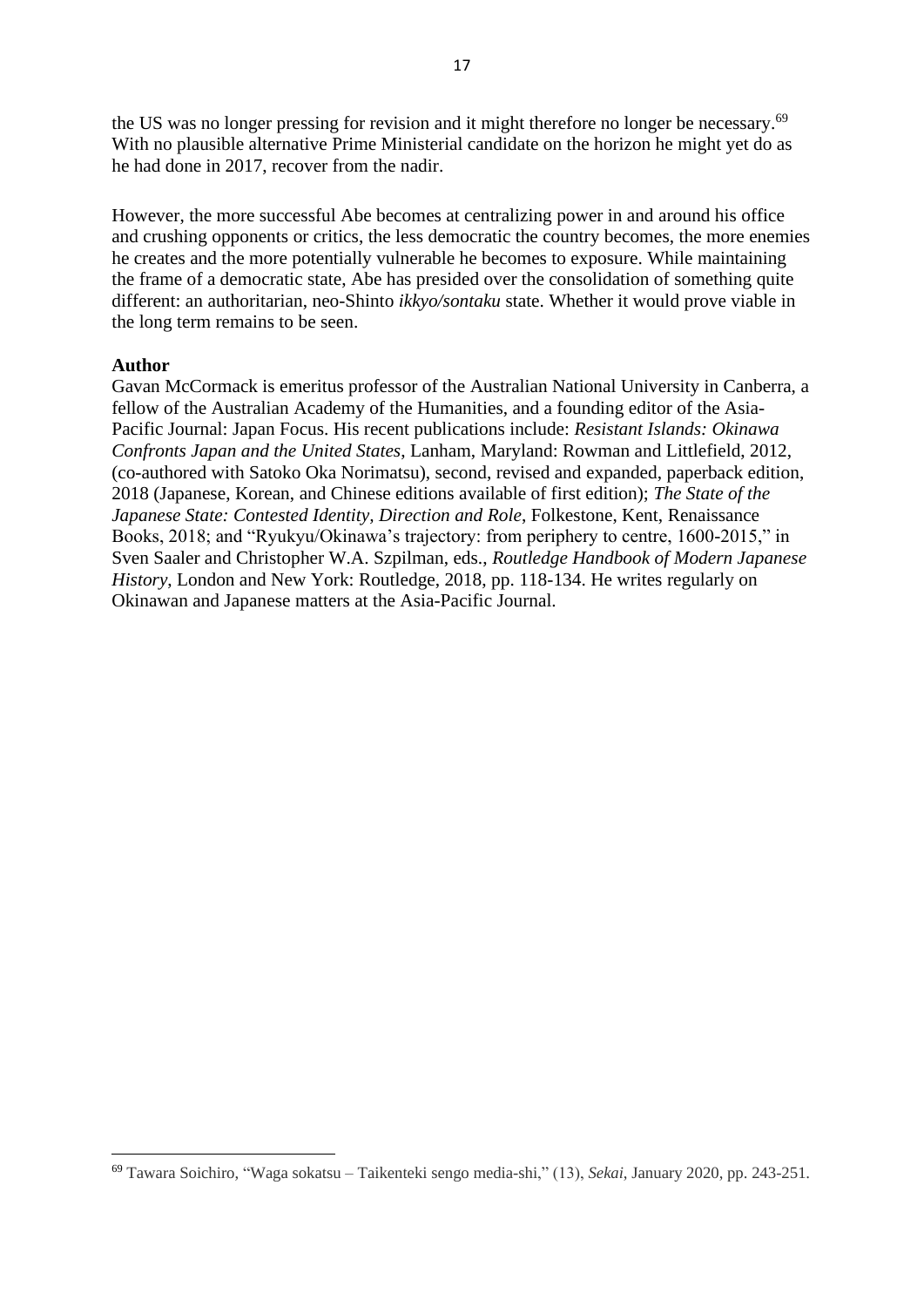the US was no longer pressing for revision and it might therefore no longer be necessary.[69] With no plausible alternative Prime Ministerial candidate on the horizon he might yet do as he had done in 2017, recover from the nadir.

However, the more successful Abe becomes at centralizing power in and around his office and crushing opponents or critics, the less democratic the country becomes, the more enemies he creates and the more potentially vulnerable he becomes to exposure. While maintaining the frame of a democratic state, Abe has presided over the consolidation of something quite different: an authoritarian, neo-Shinto *ikkyo/sontaku* state. Whether it would prove viable in the long term remains to be seen.

**Author**

Gavan McCormack is emeritus professor of the Australian National University in Canberra, a fellow of the Australian Academy of the Humanities, and a founding editor of the Asia-Pacific Journal: Japan Focus. His recent publications include: *Resistant Islands: Okinawa Confronts Japan and the United States*, Lanham, Maryland: Rowman and Littlefield, 2012, (co-authored with Satoko Oka Norimatsu), second, revised and expanded, paperback edition, 2018 (Japanese, Korean, and Chinese editions available of first edition); *The State of the Japanese State: Contested Identity, Direction and Role*, Folkestone, Kent, Renaissance Books, 2018; and "Ryukyu/Okinawa's trajectory: from periphery to centre, 1600-2015," in Sven Saaler and Christopher W.A. Szpilman, eds., *Routledge Handbook of Modern Japanese History*, London and New York: Routledge, 2018, pp. 118-134. He writes regularly on Okinawan and Japanese matters at the Asia-Pacific Journal.

---

[69] Tawara Soichiro, "Waga sokatsu – Taikenteki sengo media-shi," (13), *Sekai*, January 2020, pp. 243-251.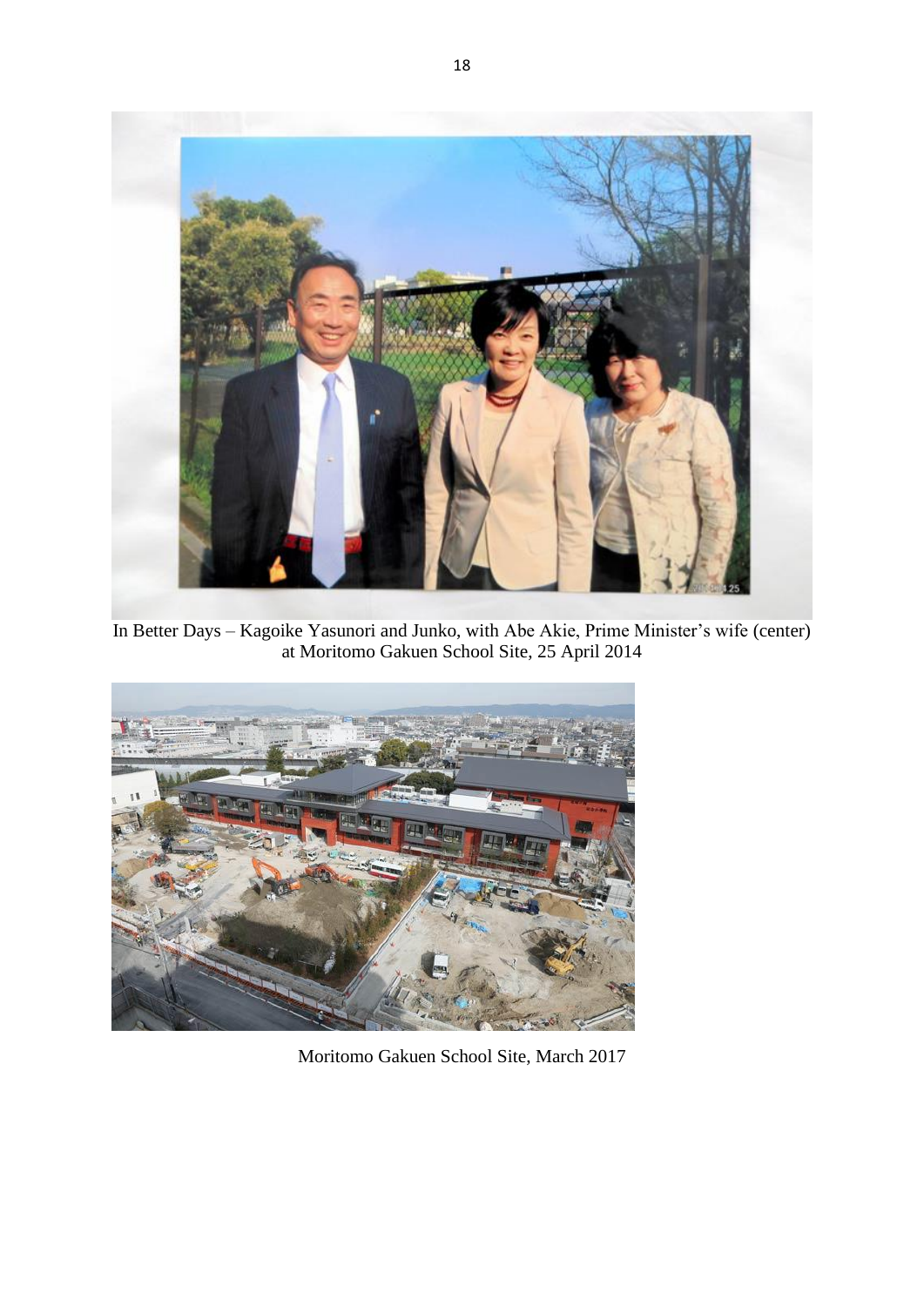In Better Days – Kagoike Yasunori and Junko, with Abe Akie, Prime Minister's wife (center) at Moritomo Gakuen School Site, 25 April 2014

Moritomo Gakuen School Site, March 2017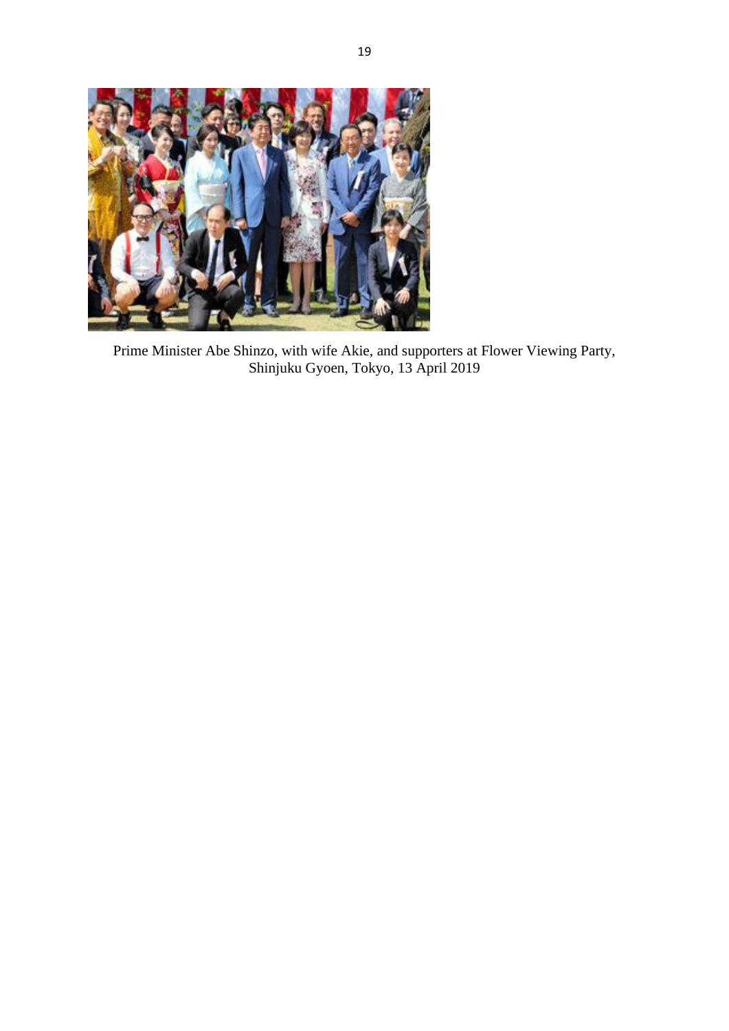Prime Minister Abe Shinzo, with wife Akie, and supporters at Flower Viewing Party, Shinjuku Gyoen, Tokyo, 13 April 2019